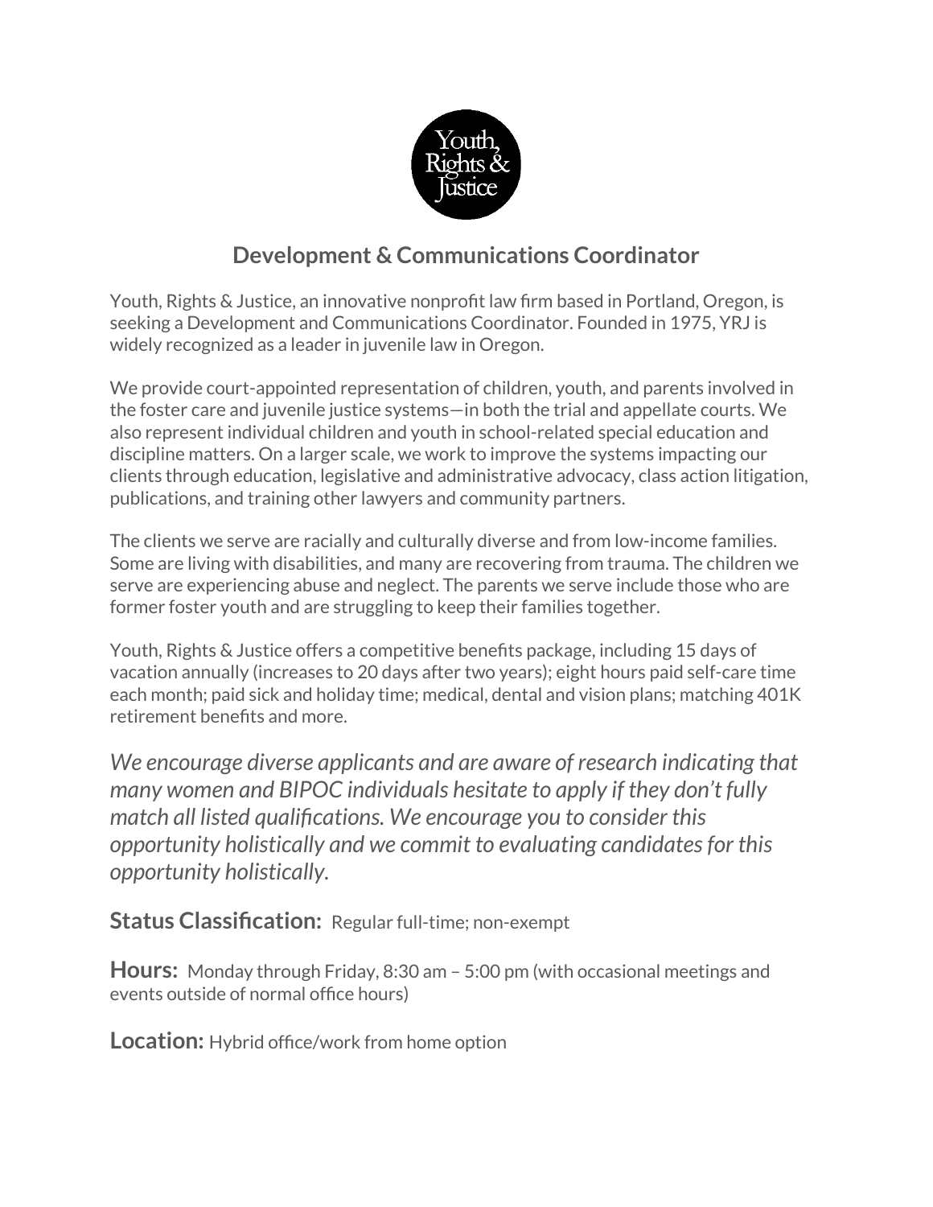# Development & Communications Coordinator

Youth, Rights & Justice, an innovative nonprofit law firm based in Portland, Oregon, is seeking a Development and Communications Coordinator. Founded in 1975, YRJ is widely recognized as a leader in juvenile law in Oregon.

We provide court-appointed representation of children, youth, and parents involved in the foster care and juvenile justice systems—in both the trial and appellate courts. We also represent individual children and youth in school-related special education and discipline matters. On a larger scale, we work to improve the systems impacting our clients through education, legislative and administrative advocacy, class action litigation, publications, and training other lawyers and community partners.

The clients we serve are racially and culturally diverse and from low-income families. Some are living with disabilities, and many are recovering from trauma. The children we serve are experiencing abuse and neglect. The parents we serve include those who are former foster youth and are struggling to keep their families together.

Youth, Rights & Justice offers a competitive benefits package, including 15 days of vacation annually (increases to 20 days after two years); eight hours paid self-care time each month; paid sick and holiday time; medical, dental and vision plans; matching 401K retirement benefits and more.

*We encourage diverse applicants and are aware of research indicating that many women and BIPOC individuals hesitate to apply if they don't fully match all listed qualifications. We encourage you to consider this opportunity holistically and we commit to evaluating candidates for this opportunity holistically.*

**Status Classification:** Regular full-time; non-exempt

**Hours:** Monday through Friday, 8:30 am – 5:00 pm (with occasional meetings and events outside of normal office hours)

**Location:** Hybrid office/work from home option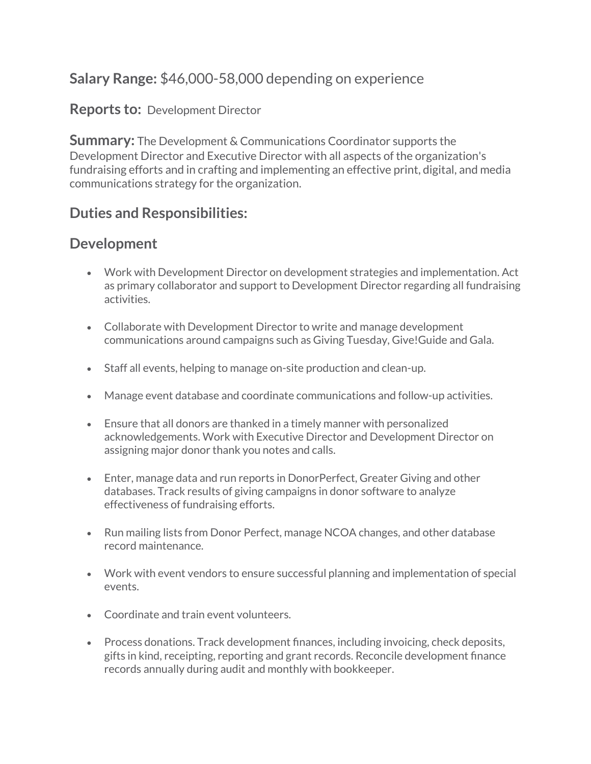**Salary Range:** $46,000-58,000 depending on experience

**Reports to:** Development Director

**Summary:** The Development & Communications Coordinator supports the Development Director and Executive Director with all aspects of the organization's fundraising efforts and in crafting and implementing an effective print, digital, and media communications strategy for the organization.

## Duties and Responsibilities:

## Development

- Work with Development Director on development strategies and implementation. Act as primary collaborator and support to Development Director regarding all fundraising activities.
- Collaborate with Development Director to write and manage development communications around campaigns such as Giving Tuesday, Give!Guide and Gala.
- Staff all events, helping to manage on-site production and clean-up.
- Manage event database and coordinate communications and follow-up activities.
- Ensure that all donors are thanked in a timely manner with personalized acknowledgements. Work with Executive Director and Development Director on assigning major donor thank you notes and calls.
- Enter, manage data and run reports in DonorPerfect, Greater Giving and other databases. Track results of giving campaigns in donor software to analyze effectiveness of fundraising efforts.
- Run mailing lists from Donor Perfect, manage NCOA changes, and other database record maintenance.
- Work with event vendors to ensure successful planning and implementation of special events.
- Coordinate and train event volunteers.
- Process donations. Track development finances, including invoicing, check deposits, gifts in kind, receipting, reporting and grant records. Reconcile development finance records annually during audit and monthly with bookkeeper.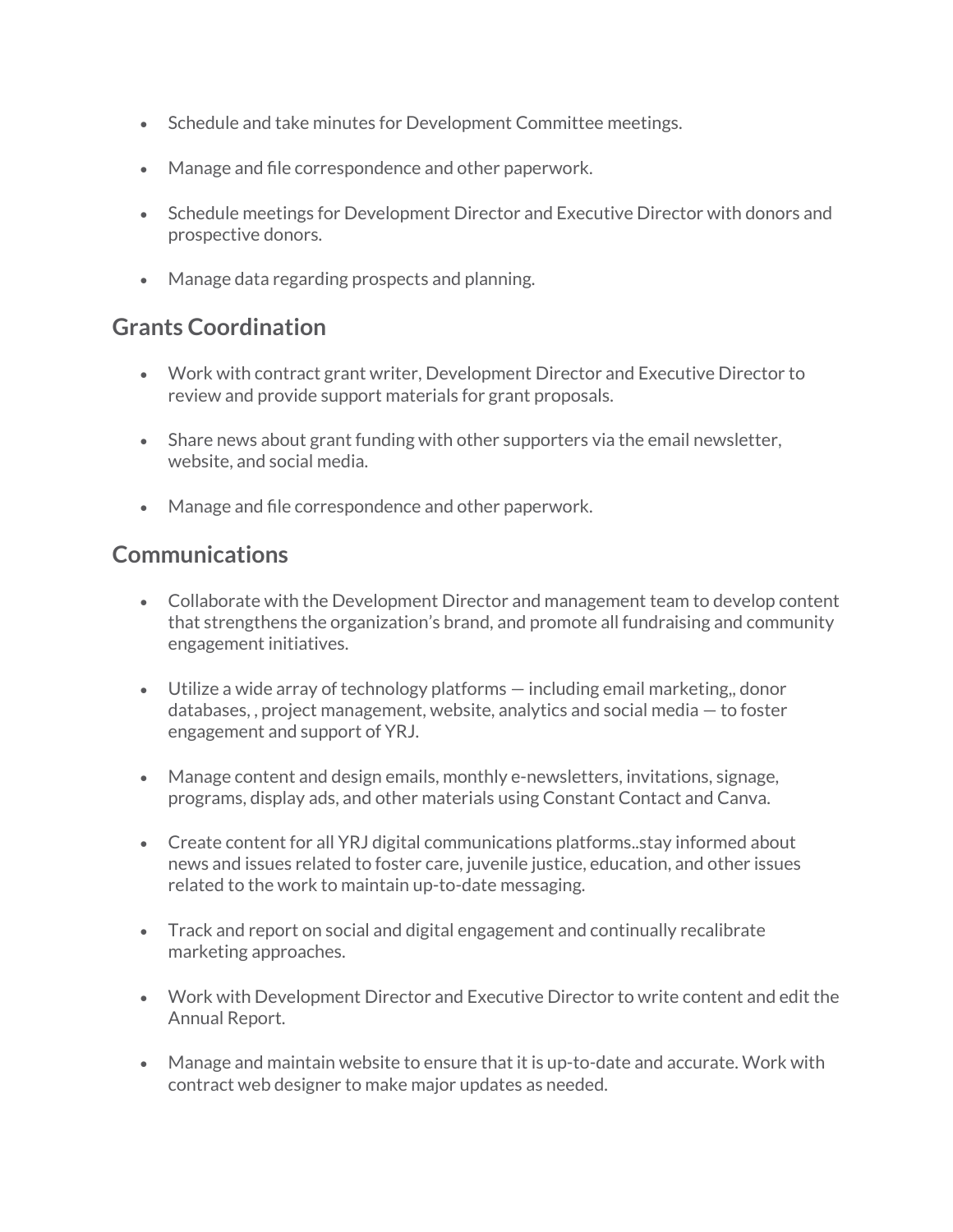- Schedule and take minutes for Development Committee meetings.
- Manage and file correspondence and other paperwork.
- Schedule meetings for Development Director and Executive Director with donors and prospective donors.
- Manage data regarding prospects and planning.

## Grants Coordination

- Work with contract grant writer, Development Director and Executive Director to review and provide support materials for grant proposals.
- Share news about grant funding with other supporters via the email newsletter, website, and social media.
- Manage and file correspondence and other paperwork.

## Communications

- Collaborate with the Development Director and management team to develop content that strengthens the organization's brand, and promote all fundraising and community engagement initiatives.
- Utilize a wide array of technology platforms — including email marketing,, donor databases, , project management, website, analytics and social media — to foster engagement and support of YRJ.
- Manage content and design emails, monthly e-newsletters, invitations, signage, programs, display ads, and other materials using Constant Contact and Canva.
- Create content for all YRJ digital communications platforms..stay informed about news and issues related to foster care, juvenile justice, education, and other issues related to the work to maintain up-to-date messaging.
- Track and report on social and digital engagement and continually recalibrate marketing approaches.
- Work with Development Director and Executive Director to write content and edit the Annual Report.
- Manage and maintain website to ensure that it is up-to-date and accurate. Work with contract web designer to make major updates as needed.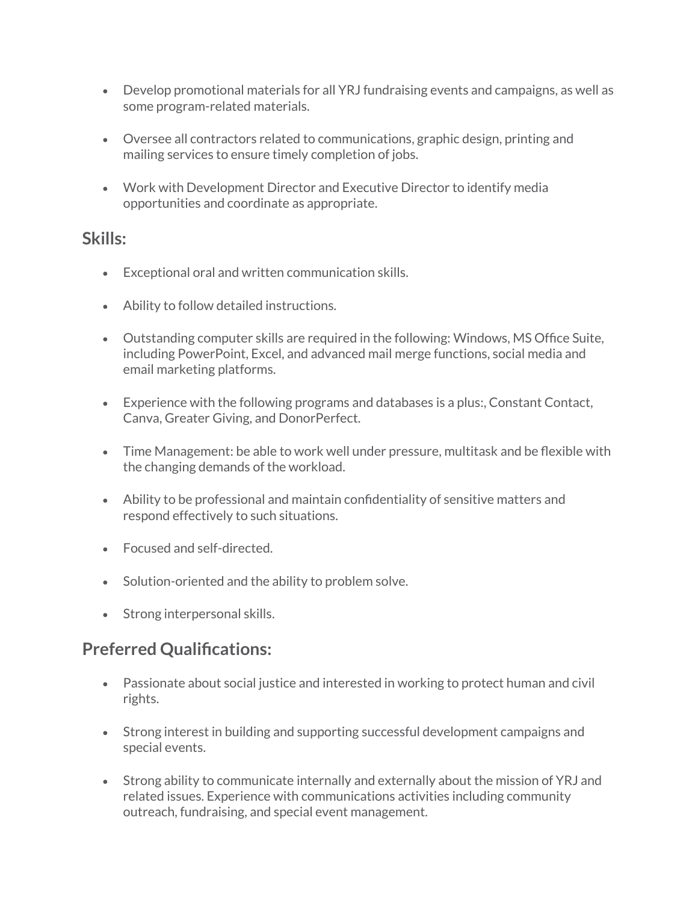- Develop promotional materials for all YRJ fundraising events and campaigns, as well as some program-related materials.

- Oversee all contractors related to communications, graphic design, printing and mailing services to ensure timely completion of jobs.

- Work with Development Director and Executive Director to identify media opportunities and coordinate as appropriate.

## Skills:

- Exceptional oral and written communication skills.

- Ability to follow detailed instructions.

- Outstanding computer skills are required in the following: Windows, MS Office Suite, including PowerPoint, Excel, and advanced mail merge functions, social media and email marketing platforms.

- Experience with the following programs and databases is a plus:, Constant Contact, Canva, Greater Giving, and DonorPerfect.

- Time Management: be able to work well under pressure, multitask and be flexible with the changing demands of the workload.

- Ability to be professional and maintain confidentiality of sensitive matters and respond effectively to such situations.

- Focused and self-directed.

- Solution-oriented and the ability to problem solve.

- Strong interpersonal skills.

## Preferred Qualifications:

- Passionate about social justice and interested in working to protect human and civil rights.

- Strong interest in building and supporting successful development campaigns and special events.

- Strong ability to communicate internally and externally about the mission of YRJ and related issues. Experience with communications activities including community outreach, fundraising, and special event management.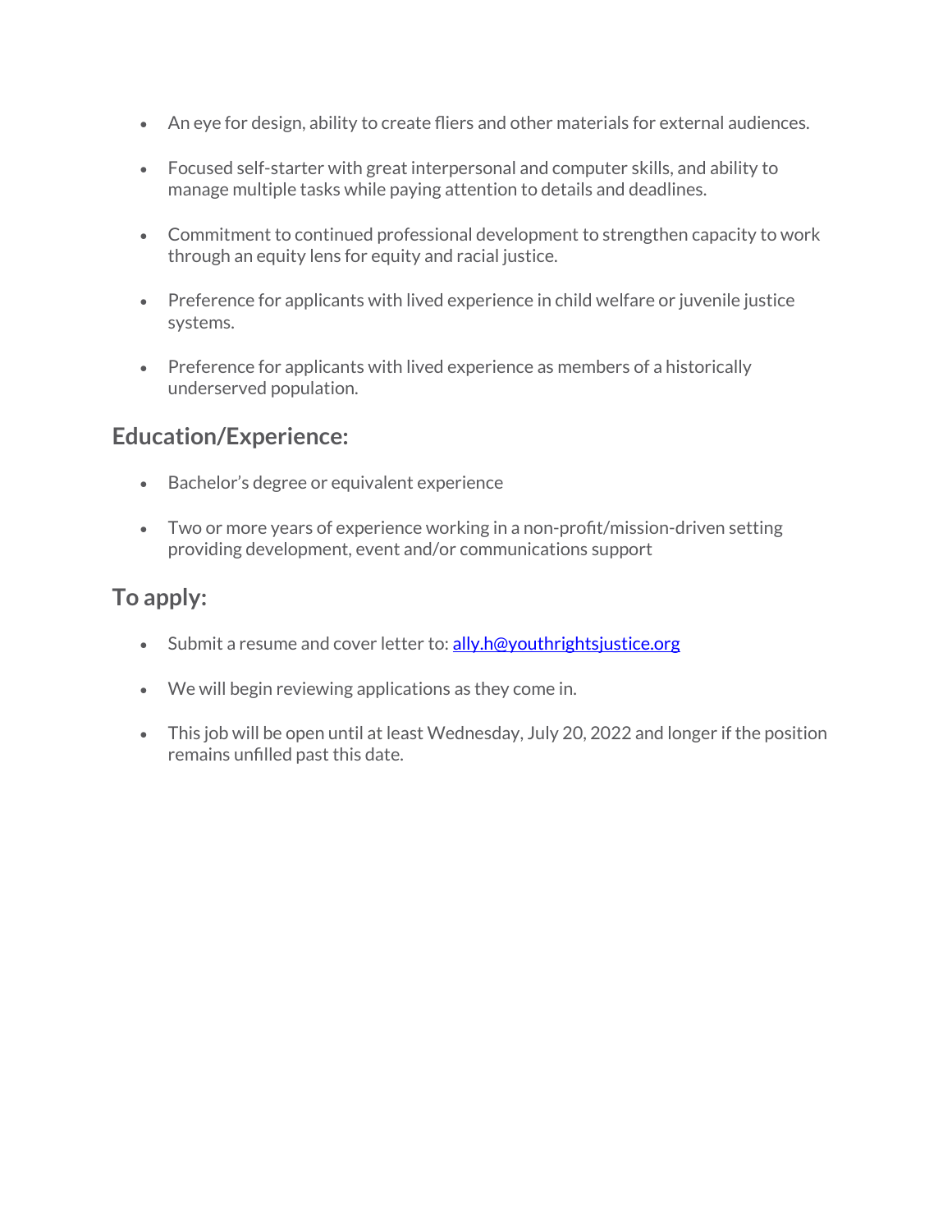- An eye for design, ability to create fliers and other materials for external audiences.
- Focused self-starter with great interpersonal and computer skills, and ability to manage multiple tasks while paying attention to details and deadlines.
- Commitment to continued professional development to strengthen capacity to work through an equity lens for equity and racial justice.
- Preference for applicants with lived experience in child welfare or juvenile justice systems.
- Preference for applicants with lived experience as members of a historically underserved population.

## Education/Experience:

- Bachelor's degree or equivalent experience
- Two or more years of experience working in a non-profit/mission-driven setting providing development, event and/or communications support

## To apply:

- Submit a resume and cover letter to: ally.h@youthrightsjustice.org
- We will begin reviewing applications as they come in.
- This job will be open until at least Wednesday, July 20, 2022 and longer if the position remains unfilled past this date.